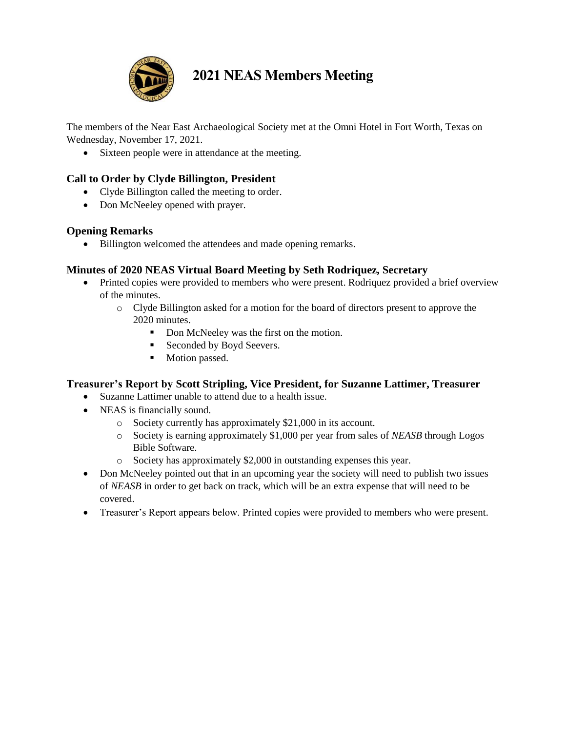# 2021 NEAS Members Meeting

The members of the Near East Archaeological Society met at the Omni Hotel in Fort Worth, Texas on Wednesday, November 17, 2021.

- Sixteen people were in attendance at the meeting.

### Call to Order by Clyde Billington, President

- Clyde Billington called the meeting to order.
- Don McNeeley opened with prayer.

### Opening Remarks

- Billington welcomed the attendees and made opening remarks.

### Minutes of 2020 NEAS Virtual Board Meeting by Seth Rodriquez, Secretary

- Printed copies were provided to members who were present. Rodriquez provided a brief overview of the minutes.
  - Clyde Billington asked for a motion for the board of directors present to approve the 2020 minutes.
    - Don McNeeley was the first on the motion.
    - Seconded by Boyd Seevers.
    - Motion passed.

### Treasurer's Report by Scott Stripling, Vice President, for Suzanne Lattimer, Treasurer

- Suzanne Lattimer unable to attend due to a health issue.
- NEAS is financially sound.
  - Society currently has approximately $21,000 in its account.
  - Society is earning approximately $1,000 per year from sales of *NEASB* through Logos Bible Software.
  - Society has approximately $2,000 in outstanding expenses this year.
- Don McNeeley pointed out that in an upcoming year the society will need to publish two issues of *NEASB* in order to get back on track, which will be an extra expense that will need to be covered.
- Treasurer's Report appears below. Printed copies were provided to members who were present.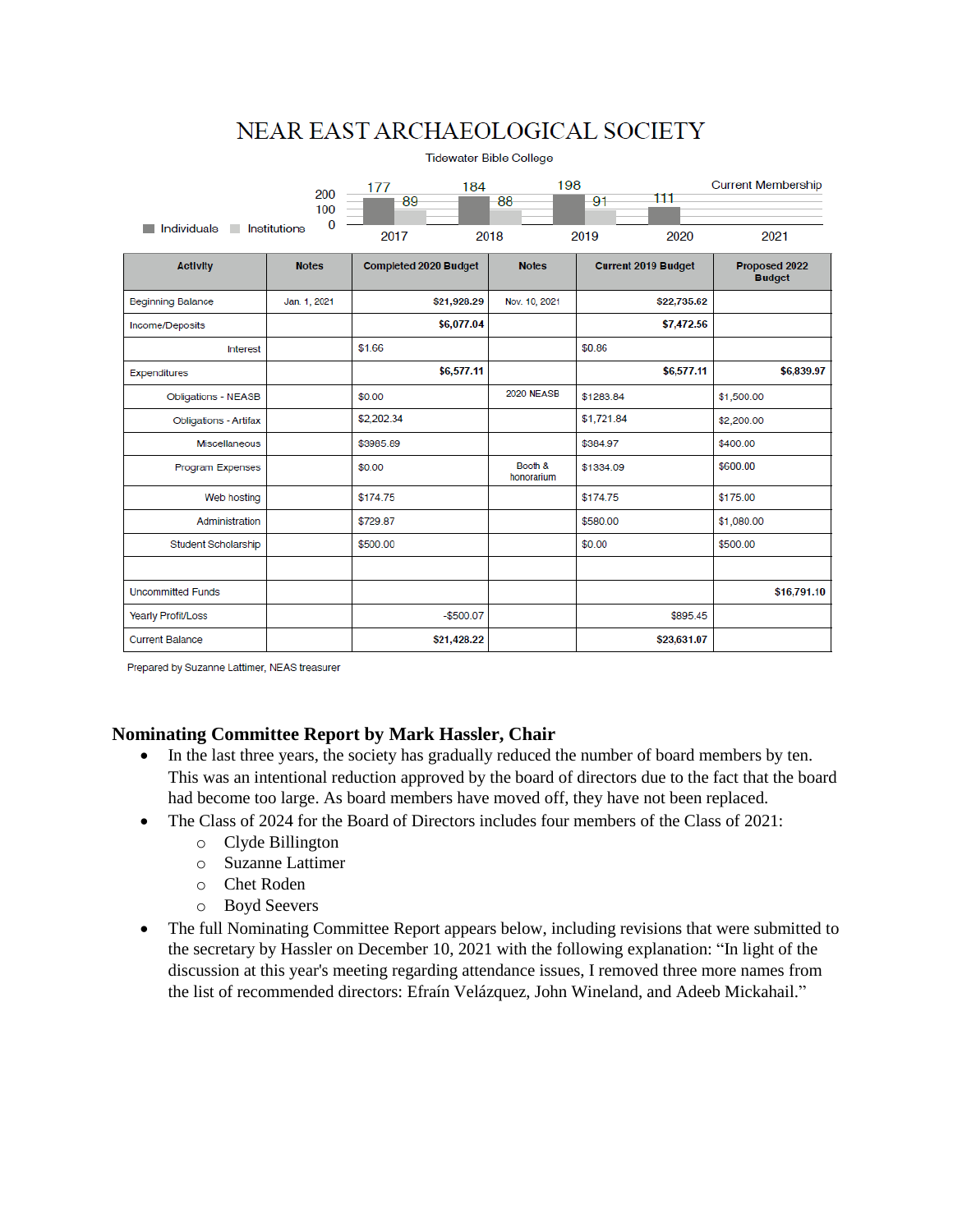# NEAR EAST ARCHAEOLOGICAL SOCIETY

Tidewater Bible College

Current Membership

| | 2017 | 2018 | 2019 | 2020 | 2021 |
|---|---|---|---|---|---|
| Individuals | 177 | 184 | 198 | 111 | |
| Institutions | 89 | 88 | 91 | | |

| Activity | Notes | Completed 2020 Budget | Notes | Current 2019 Budget | Proposed 2022 Budget |
|---|---|---|---|---|---|
| Beginning Balance | Jan. 1, 2021 | $21,928.29 | Nov. 10, 2021 | $22,735.62 | |
| Income/Deposits | | $6,077.04 | | $7,472.56 | |
| Interest | | $1.66 | | $0.86 | |
| Expenditures | | $6,577.11 | | $6,577.11 | $6,839.97 |
| Obligations - NEASB | | $0.00 | 2020 NEASB | $1283.84 | $1,500.00 |
| Obligations - Artifax | | $2,202.34 | | $1,721.84 | $2,200.00 |
| Miscellaneous | | $3985.69 | | $384.97 | $400.00 |
| Program Expenses | | $0.00 | Booth & honorarium | $1334.09 | $600.00 |
| Web hosting | | $174.75 | | $174.75 | $175.00 |
| Administration | | $729.87 | | $580.00 | $1,080.00 |
| Student Scholarship | | $500.00 | | $0.00 | $500.00 |
| | | | | | |
| Uncommitted Funds | | | | | $16,791.10 |
| Yearly Profit/Loss | | -$500.07 | | $895.45 | |
| Current Balance | | $21,428.22 | | $23,631.07 | |

Prepared by Suzanne Lattimer, NEAS treasurer

## Nominating Committee Report by Mark Hassler, Chair

- In the last three years, the society has gradually reduced the number of board members by ten. This was an intentional reduction approved by the board of directors due to the fact that the board had become too large. As board members have moved off, they have not been replaced.
- The Class of 2024 for the Board of Directors includes four members of the Class of 2021:
  - Clyde Billington
  - Suzanne Lattimer
  - Chet Roden
  - Boyd Seevers
- The full Nominating Committee Report appears below, including revisions that were submitted to the secretary by Hassler on December 10, 2021 with the following explanation: "In light of the discussion at this year's meeting regarding attendance issues, I removed three more names from the list of recommended directors: Efraín Velázquez, John Wineland, and Adeeb Mickahail."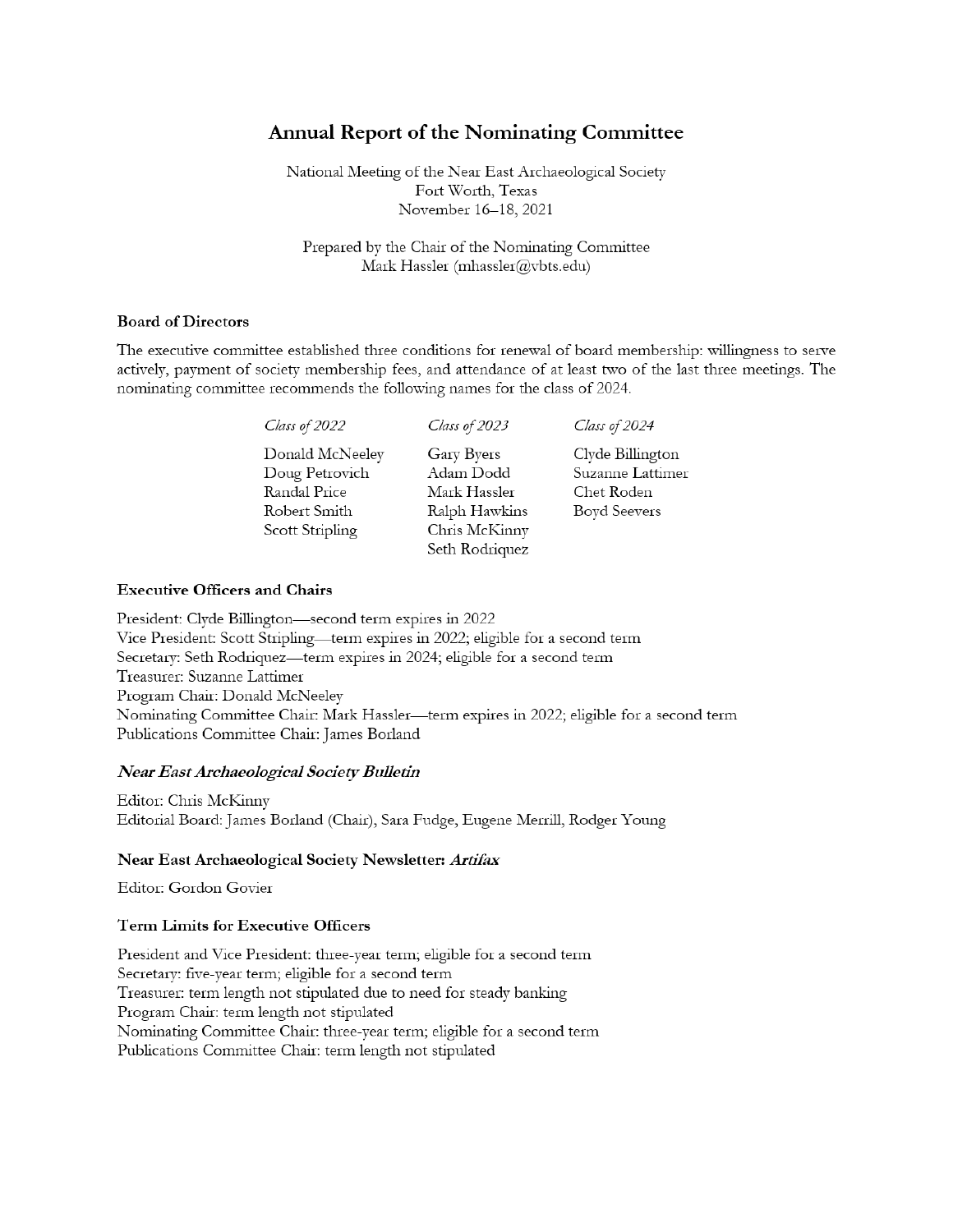# Annual Report of the Nominating Committee

National Meeting of the Near East Archaeological Society
Fort Worth, Texas
November 16–18, 2021

Prepared by the Chair of the Nominating Committee
Mark Hassler (mhassler@vbts.edu)

### Board of Directors

The executive committee established three conditions for renewal of board membership: willingness to serve actively, payment of society membership fees, and attendance of at least two of the last three meetings. The nominating committee recommends the following names for the class of 2024.

| *Class of 2022* | *Class of 2023* | *Class of 2024* |
|---|---|---|
| Donald McNeeley | Gary Byers | Clyde Billington |
| Doug Petrovich | Adam Dodd | Suzanne Lattimer |
| Randal Price | Mark Hassler | Chet Roden |
| Robert Smith | Ralph Hawkins | Boyd Seevers |
| Scott Stripling | Chris McKinny | |
| | Seth Rodriquez | |

### Executive Officers and Chairs

President: Clyde Billington—second term expires in 2022
Vice President: Scott Stripling—term expires in 2022; eligible for a second term
Secretary: Seth Rodriquez—term expires in 2024; eligible for a second term
Treasurer: Suzanne Lattimer
Program Chair: Donald McNeeley
Nominating Committee Chair: Mark Hassler—term expires in 2022; eligible for a second term
Publications Committee Chair: James Borland

### *Near East Archaeological Society Bulletin*

Editor: Chris McKinny
Editorial Board: James Borland (Chair), Sara Fudge, Eugene Merrill, Rodger Young

### Near East Archaeological Society Newsletter: *Artifax*

Editor: Gordon Govier

### Term Limits for Executive Officers

President and Vice President: three-year term; eligible for a second term
Secretary: five-year term; eligible for a second term
Treasurer: term length not stipulated due to need for steady banking
Program Chair: term length not stipulated
Nominating Committee Chair: three-year term; eligible for a second term
Publications Committee Chair: term length not stipulated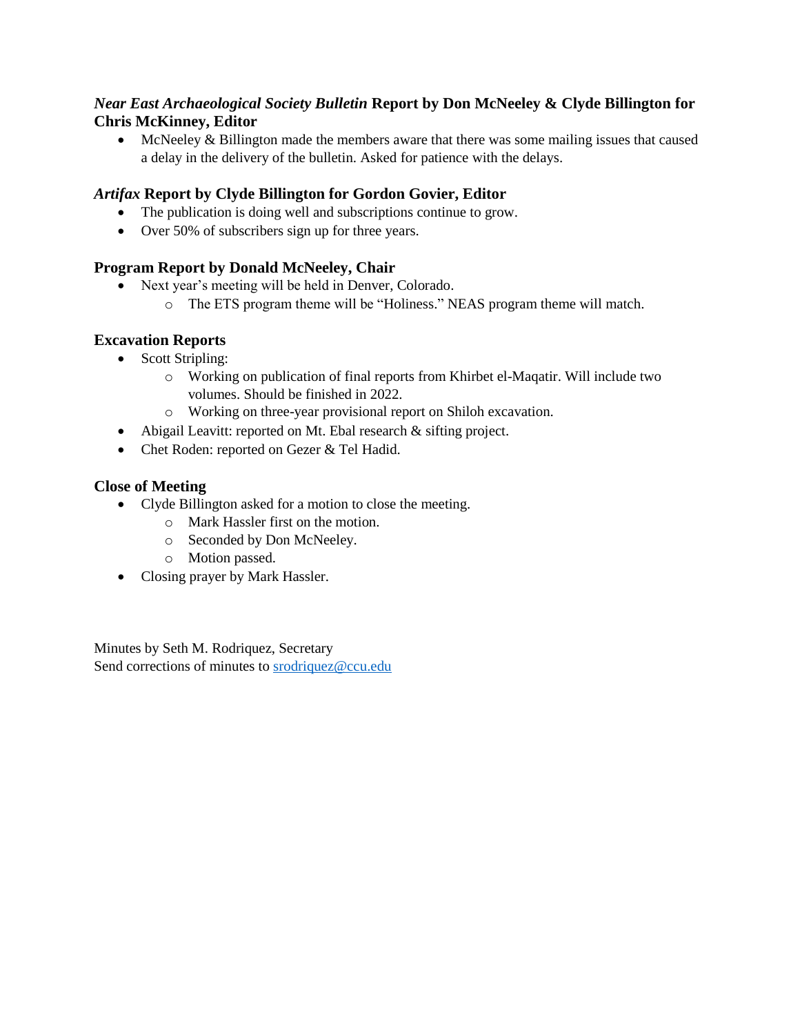### *Near East Archaeological Society Bulletin* Report by Don McNeeley & Clyde Billington for Chris McKinney, Editor

- McNeeley & Billington made the members aware that there was some mailing issues that caused a delay in the delivery of the bulletin. Asked for patience with the delays.

### *Artifax* Report by Clyde Billington for Gordon Govier, Editor

- The publication is doing well and subscriptions continue to grow.
- Over 50% of subscribers sign up for three years.

### Program Report by Donald McNeeley, Chair

- Next year's meeting will be held in Denver, Colorado.
  - The ETS program theme will be "Holiness." NEAS program theme will match.

### Excavation Reports

- Scott Stripling:
  - Working on publication of final reports from Khirbet el-Maqatir. Will include two volumes. Should be finished in 2022.
  - Working on three-year provisional report on Shiloh excavation.
- Abigail Leavitt: reported on Mt. Ebal research & sifting project.
- Chet Roden: reported on Gezer & Tel Hadid.

### Close of Meeting

- Clyde Billington asked for a motion to close the meeting.
  - Mark Hassler first on the motion.
  - Seconded by Don McNeeley.
  - Motion passed.
- Closing prayer by Mark Hassler.

Minutes by Seth M. Rodriquez, Secretary
Send corrections of minutes to srodriquez@ccu.edu